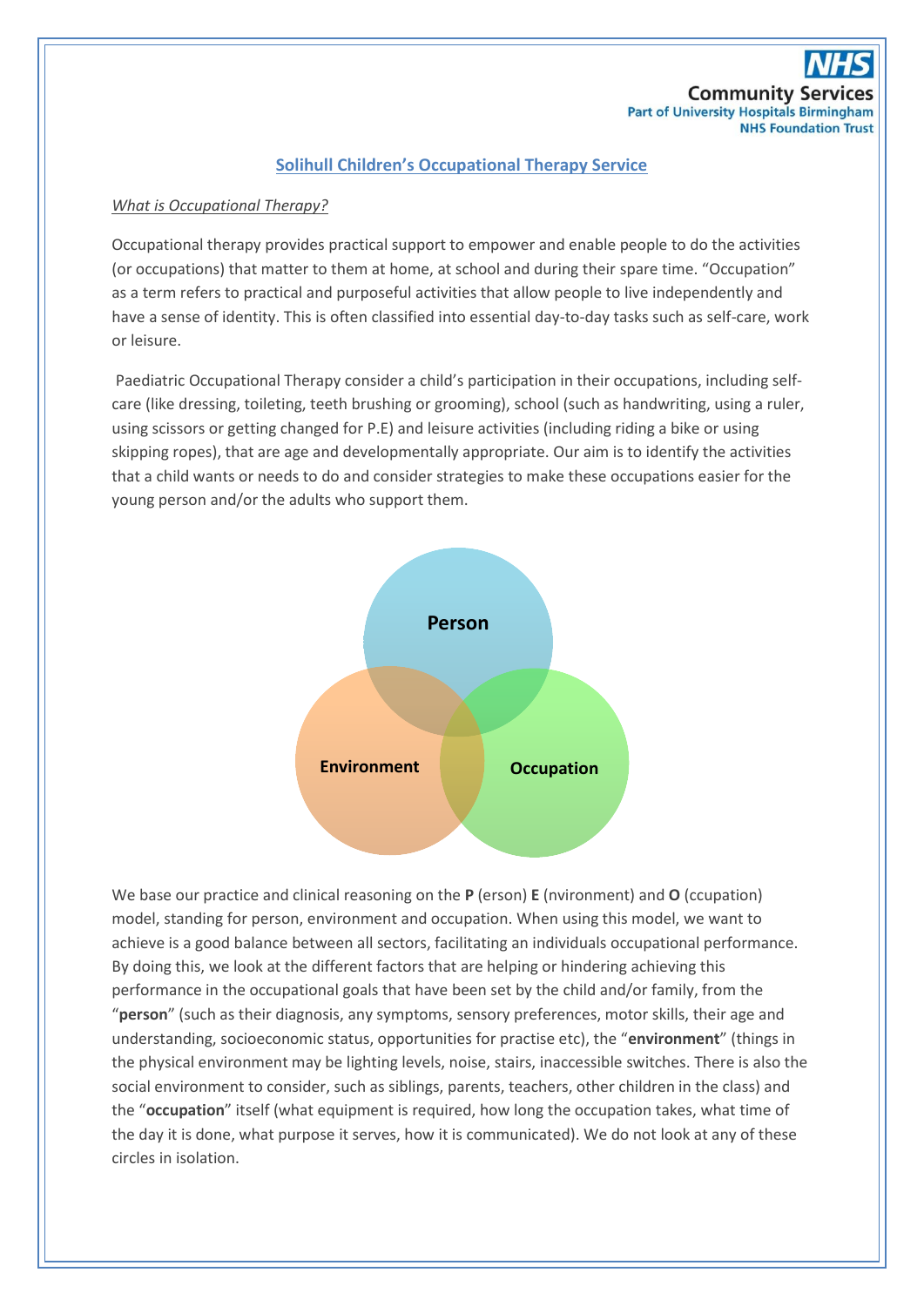NHS Community Services
Part of University Hospitals Birmingham
NHS Foundation Trust

# Solihull Children's Occupational Therapy Service

## *What is Occupational Therapy?*

Occupational therapy provides practical support to empower and enable people to do the activities (or occupations) that matter to them at home, at school and during their spare time. "Occupation" as a term refers to practical and purposeful activities that allow people to live independently and have a sense of identity. This is often classified into essential day-to-day tasks such as self-care, work or leisure.

Paediatric Occupational Therapy consider a child's participation in their occupations, including self-care (like dressing, toileting, teeth brushing or grooming), school (such as handwriting, using a ruler, using scissors or getting changed for P.E) and leisure activities (including riding a bike or using skipping ropes), that are age and developmentally appropriate. Our aim is to identify the activities that a child wants or needs to do and consider strategies to make these occupations easier for the young person and/or the adults who support them.

Person

Environment

Occupation

We base our practice and clinical reasoning on the **P** (erson) **E** (nvironment) and **O** (ccupation) model, standing for person, environment and occupation. When using this model, we want to achieve is a good balance between all sectors, facilitating an individuals occupational performance. By doing this, we look at the different factors that are helping or hindering achieving this performance in the occupational goals that have been set by the child and/or family, from the "**person**" (such as their diagnosis, any symptoms, sensory preferences, motor skills, their age and understanding, socioeconomic status, opportunities for practise etc), the "**environment**" (things in the physical environment may be lighting levels, noise, stairs, inaccessible switches. There is also the social environment to consider, such as siblings, parents, teachers, other children in the class) and the "**occupation**" itself (what equipment is required, how long the occupation takes, what time of the day it is done, what purpose it serves, how it is communicated). We do not look at any of these circles in isolation.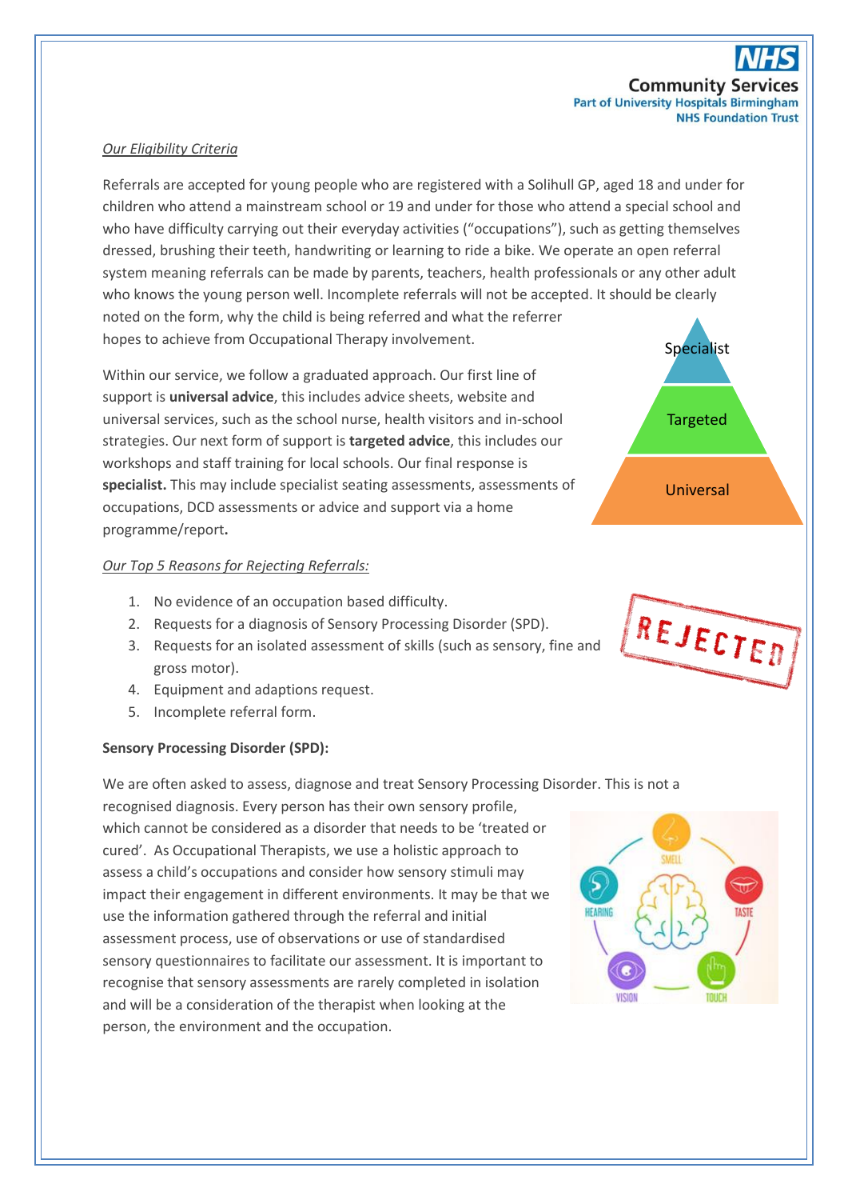*Our Eligibility Criteria*

Referrals are accepted for young people who are registered with a Solihull GP, aged 18 and under for children who attend a mainstream school or 19 and under for those who attend a special school and who have difficulty carrying out their everyday activities ("occupations"), such as getting themselves dressed, brushing their teeth, handwriting or learning to ride a bike. We operate an open referral system meaning referrals can be made by parents, teachers, health professionals or any other adult who knows the young person well. Incomplete referrals will not be accepted. It should be clearly noted on the form, why the child is being referred and what the referrer hopes to achieve from Occupational Therapy involvement.

Within our service, we follow a graduated approach. Our first line of support is **universal advice**, this includes advice sheets, website and universal services, such as the school nurse, health visitors and in-school strategies. Our next form of support is **targeted advice**, this includes our workshops and staff training for local schools. Our final response is **specialist.** This may include specialist seating assessments, assessments of occupations, DCD assessments or advice and support via a home programme/report**.**

Specialist

Targeted

Universal

*Our Top 5 Reasons for Rejecting Referrals:*

1. No evidence of an occupation based difficulty.
2. Requests for a diagnosis of Sensory Processing Disorder (SPD).
3. Requests for an isolated assessment of skills (such as sensory, fine and gross motor).
4. Equipment and adaptions request.
5. Incomplete referral form.

**Sensory Processing Disorder (SPD):**

We are often asked to assess, diagnose and treat Sensory Processing Disorder. This is not a recognised diagnosis. Every person has their own sensory profile, which cannot be considered as a disorder that needs to be 'treated or cured'. As Occupational Therapists, we use a holistic approach to assess a child's occupations and consider how sensory stimuli may impact their engagement in different environments. It may be that we use the information gathered through the referral and initial assessment process, use of observations or use of standardised sensory questionnaires to facilitate our assessment. It is important to recognise that sensory assessments are rarely completed in isolation and will be a consideration of the therapist when looking at the person, the environment and the occupation.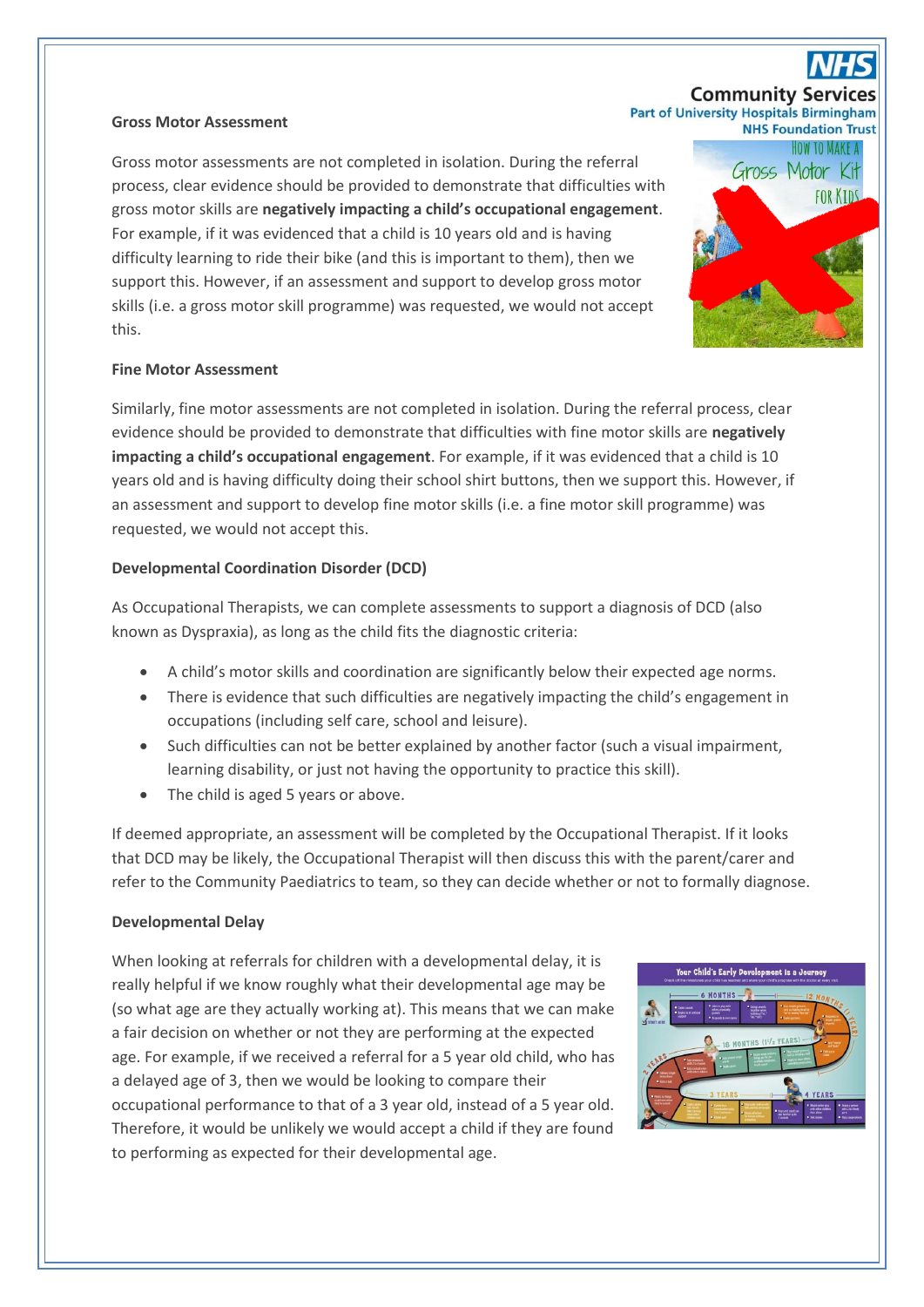### Gross Motor Assessment

Gross motor assessments are not completed in isolation. During the referral process, clear evidence should be provided to demonstrate that difficulties with gross motor skills are **negatively impacting a child's occupational engagement**. For example, if it was evidenced that a child is 10 years old and is having difficulty learning to ride their bike (and this is important to them), then we support this. However, if an assessment and support to develop gross motor skills (i.e. a gross motor skill programme) was requested, we would not accept this.

### Fine Motor Assessment

Similarly, fine motor assessments are not completed in isolation. During the referral process, clear evidence should be provided to demonstrate that difficulties with fine motor skills are **negatively impacting a child's occupational engagement**. For example, if it was evidenced that a child is 10 years old and is having difficulty doing their school shirt buttons, then we support this. However, if an assessment and support to develop fine motor skills (i.e. a fine motor skill programme) was requested, we would not accept this.

### Developmental Coordination Disorder (DCD)

As Occupational Therapists, we can complete assessments to support a diagnosis of DCD (also known as Dyspraxia), as long as the child fits the diagnostic criteria:

- A child's motor skills and coordination are significantly below their expected age norms.
- There is evidence that such difficulties are negatively impacting the child's engagement in occupations (including self care, school and leisure).
- Such difficulties can not be better explained by another factor (such a visual impairment, learning disability, or just not having the opportunity to practice this skill).
- The child is aged 5 years or above.

If deemed appropriate, an assessment will be completed by the Occupational Therapist. If it looks that DCD may be likely, the Occupational Therapist will then discuss this with the parent/carer and refer to the Community Paediatrics to team, so they can decide whether or not to formally diagnose.

### Developmental Delay

When looking at referrals for children with a developmental delay, it is really helpful if we know roughly what their developmental age may be (so what age are they actually working at). This means that we can make a fair decision on whether or not they are performing at the expected age. For example, if we received a referral for a 5 year old child, who has a delayed age of 3, then we would be looking to compare their occupational performance to that of a 3 year old, instead of a 5 year old. Therefore, it would be unlikely we would accept a child if they are found to performing as expected for their developmental age.